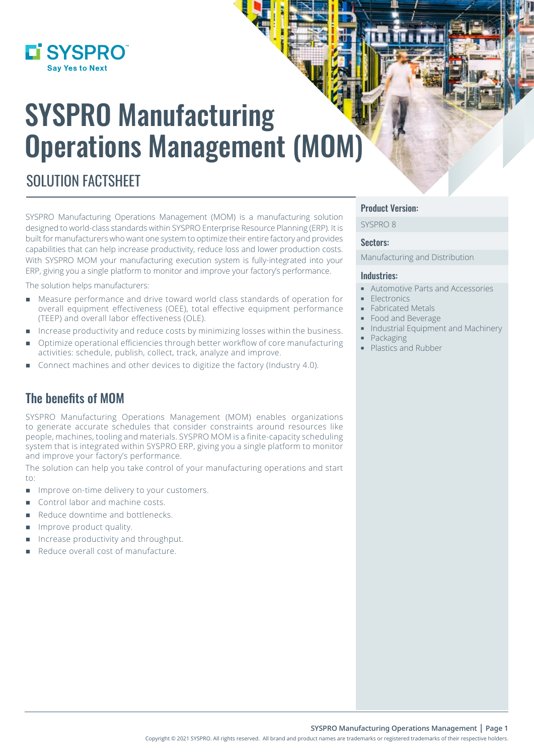SYSPRO
Say Yes to Next

# SYSPRO Manufacturing Operations Management (MOM)

## SOLUTION FACTSHEET

SYSPRO Manufacturing Operations Management (MOM) is a manufacturing solution designed to world-class standards within SYSPRO Enterprise Resource Planning (ERP). It is built for manufacturers who want one system to optimize their entire factory and provides capabilities that can help increase productivity, reduce loss and lower production costs. With SYSPRO MOM your manufacturing execution system is fully-integrated into your ERP, giving you a single platform to monitor and improve your factory's performance.

The solution helps manufacturers:

- Measure performance and drive toward world class standards of operation for overall equipment effectiveness (OEE), total effective equipment performance (TEEP) and overall labor effectiveness (OLE).
- Increase productivity and reduce costs by minimizing losses within the business.
- Optimize operational efficiencies through better workflow of core manufacturing activities: schedule, publish, collect, track, analyze and improve.
- Connect machines and other devices to digitize the factory (Industry 4.0).

## The benefits of MOM

SYSPRO Manufacturing Operations Management (MOM) enables organizations to generate accurate schedules that consider constraints around resources like people, machines, tooling and materials. SYSPRO MOM is a finite-capacity scheduling system that is integrated within SYSPRO ERP, giving you a single platform to monitor and improve your factory's performance.

The solution can help you take control of your manufacturing operations and start to:

- Improve on-time delivery to your customers.
- Control labor and machine costs.
- Reduce downtime and bottlenecks.
- Improve product quality.
- Increase productivity and throughput.
- Reduce overall cost of manufacture.

### Product Version:

SYSPRO 8

### Sectors:

Manufacturing and Distribution

### Industries:

- Automotive Parts and Accessories
- Electronics
- Fabricated Metals
- Food and Beverage
- Industrial Equipment and Machinery
- Packaging
- Plastics and Rubber

Copyright © 2021 SYSPRO. All rights reserved. All brand and product names are trademarks or registered trademarks of their respective holders.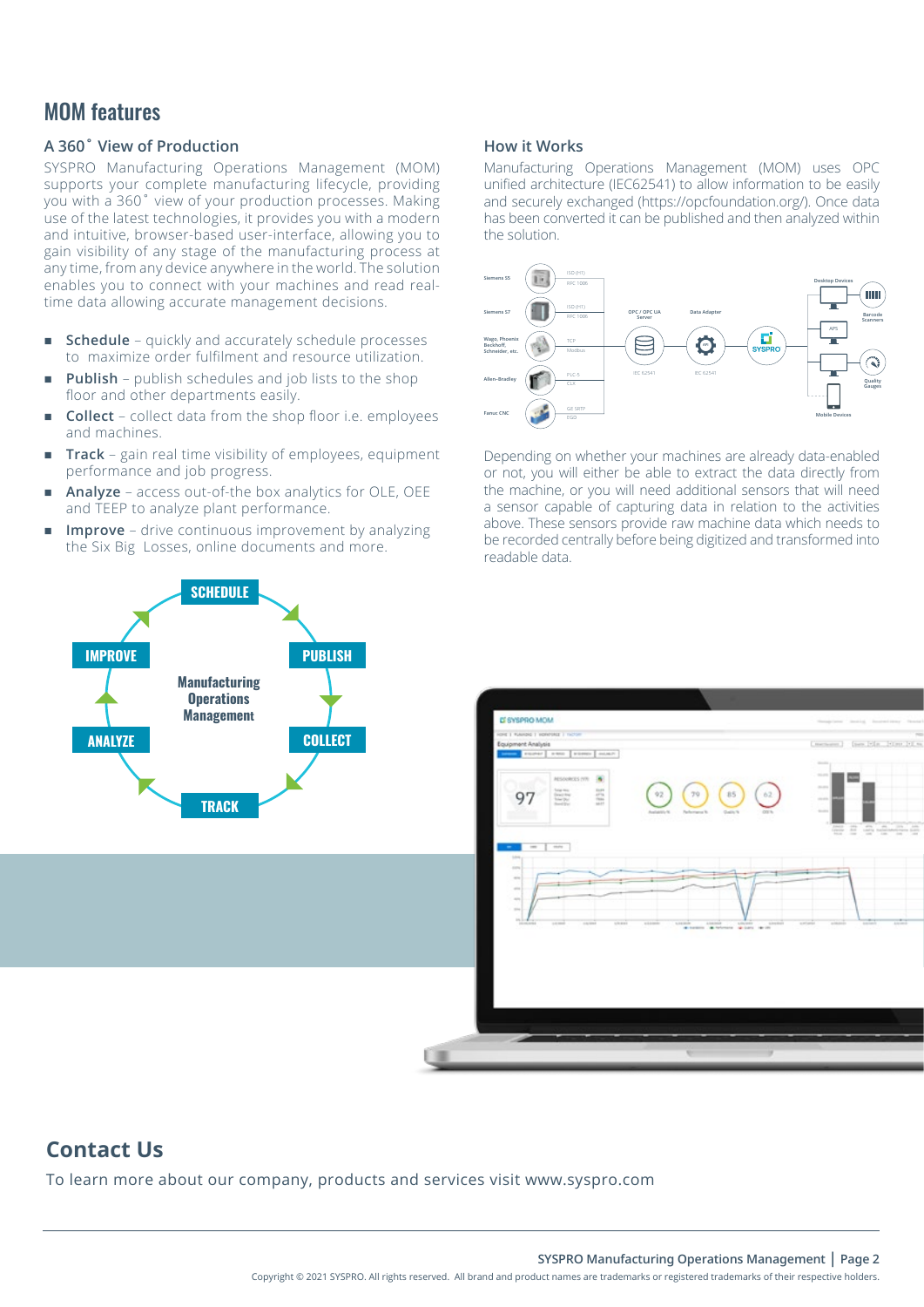# MOM features

## A 360˚ View of Production

SYSPRO Manufacturing Operations Management (MOM) supports your complete manufacturing lifecycle, providing you with a 360˚ view of your production processes. Making use of the latest technologies, it provides you with a modern and intuitive, browser-based user-interface, allowing you to gain visibility of any stage of the manufacturing process at any time, from any device anywhere in the world. The solution enables you to connect with your machines and read real-time data allowing accurate management decisions.

- **Schedule** – quickly and accurately schedule processes to maximize order fulfilment and resource utilization.
- **Publish** – publish schedules and job lists to the shop floor or other departments easily.
- **Collect** – collect data from the shop floor i.e. employees and machines.
- **Track** – gain real time visibility of employees, equipment performance and job progress.
- **Analyze** – access out-of-the box analytics for OLE, OEE and TEEP to analyze plant performance.
- **Improve** – drive continuous improvement by analyzing the Six Big Losses, online documents and more.

SCHEDULE
PUBLISH
COLLECT
TRACK
ANALYZE
IMPROVE
Manufacturing Operations Management

## How it Works

Manufacturing Operations Management (MOM) uses OPC unified architecture (IEC62541) to allow information to be easily and securely exchanged (https://opcfoundation.org/). Once data has been converted it can be published and then analyzed within the solution.

Siemens S5
Siemens S7
Wago, Phoenix Beckhoff, Schneider, etc.
Allen-Bradley
Fanuc CNC
OPC / OPC UA Server
Data Adapter
SYSPRO
Desktop Devices
Barcode Scanners
Quality Gauges
Mobile Devices

Depending on whether your machines are already data-enabled or not, you will either be able to extract the data directly from the machine, or you will need additional sensors that will need a sensor capable of capturing data in relation to the activities above. These sensors provide raw machine data which needs to be recorded centrally before being digitized and transformed into readable data.

## Contact Us

To learn more about our company, products and services visit www.syspro.com

Copyright © 2021 SYSPRO. All rights reserved. All brand and product names are trademarks or registered trademarks of their respective holders.